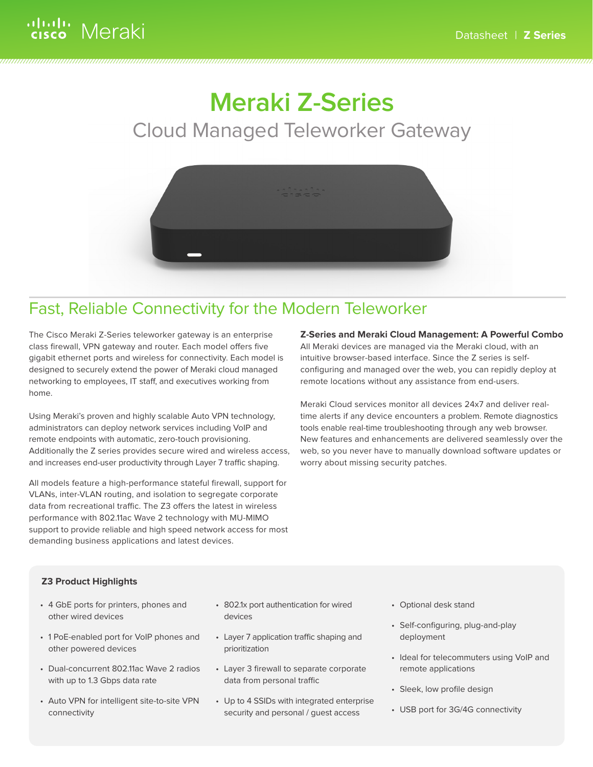# Meraki Z-Series

## Cloud Managed Teleworker Gateway

## Fast, Reliable Connectivity for the Modern Teleworker

The Cisco Meraki Z-Series teleworker gateway is an enterprise class firewall, VPN gateway and router. Each model offers five gigabit ethernet ports and wireless for connectivity. Each model is designed to securely extend the power of Meraki cloud managed networking to employees, IT staff, and executives working from home.

Using Meraki's proven and highly scalable Auto VPN technology, administrators can deploy network services including VoIP and remote endpoints with automatic, zero-touch provisioning. Additionally the Z series provides secure wired and wireless access, and increases end-user productivity through Layer 7 traffic shaping.

All models feature a high-performance stateful firewall, support for VLANs, inter-VLAN routing, and isolation to segregate corporate data from recreational traffic. The Z3 offers the latest in wireless performance with 802.11ac Wave 2 technology with MU-MIMO support to provide reliable and high speed network access for most demanding business applications and latest devices.

**Z-Series and Meraki Cloud Management: A Powerful Combo**

All Meraki devices are managed via the Meraki cloud, with an intuitive browser-based interface. Since the Z series is self-configuring and managed over the web, you can repidly deploy at remote locations without any assistance from end-users.

Meraki Cloud services monitor all devices 24x7 and deliver real-time alerts if any device encounters a problem. Remote diagnostics tools enable real-time troubleshooting through any web browser. New features and enhancements are delivered seamlessly over the web, so you never have to manually download software updates or worry about missing security patches.

### Z3 Product Highlights

- 4 GbE ports for printers, phones and other wired devices
- 1 PoE-enabled port for VoIP phones and other powered devices
- Dual-concurrent 802.11ac Wave 2 radios with up to 1.3 Gbps data rate
- Auto VPN for intelligent site-to-site VPN connectivity
- 802.1x port authentication for wired devices
- Layer 7 application traffic shaping and prioritization
- Layer 3 firewall to separate corporate data from personal traffic
- Up to 4 SSIDs with integrated enterprise security and personal / guest access
- Optional desk stand
- Self-configuring, plug-and-play deployment
- Ideal for telecommuters using VoIP and remote applications
- Sleek, low profile design
- USB port for 3G/4G connectivity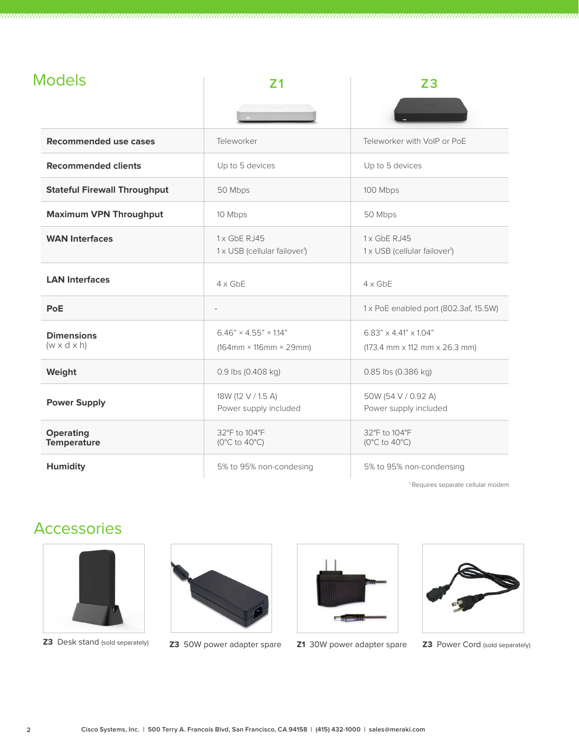## Models

| | Z1 | Z3 |
|---|---|---|
| **Recommended use cases** | Teleworker | Teleworker with VoIP or PoE |
| **Recommended clients** | Up to 5 devices | Up to 5 devices |
| **Stateful Firewall Throughput** | 50 Mbps | 100 Mbps |
| **Maximum VPN Throughput** | 10 Mbps | 50 Mbps |
| **WAN Interfaces** | 1 x GbE RJ45<br>1 x USB (cellular failover[1]) | 1 x GbE RJ45<br>1 x USB (cellular failover[1]) |
| **LAN Interfaces** | 4 x GbE | 4 x GbE |
| **PoE** | - | 1 x PoE enabled port (802.3af, 15.5W) |
| **Dimensions** (w x d x h) | 6.46" × 4.55" × 1.14"<br>(164mm × 116mm × 29mm) | 6.83" x 4.41" x 1.04"<br>(173.4 mm x 112 mm x 26.3 mm) |
| **Weight** | 0.9 lbs (0.408 kg) | 0.85 lbs (0.386 kg) |
| **Power Supply** | 18W (12 V / 1.5 A)<br>Power supply included | 50W (54 V / 0.92 A)<br>Power supply included |
| **Operating Temperature** | 32°F to 104°F<br>(0°C to 40°C) | 32°F to 104°F<br>(0°C to 40°C) |
| **Humidity** | 5% to 95% non-condesing | 5% to 95% non-condensing |

[1] Requires separate cellular modem

## Accessories

**Z3** Desk stand (sold separately)

**Z3** 50W power adapter spare

**Z1** 30W power adapter spare

**Z3** Power Cord (sold separately)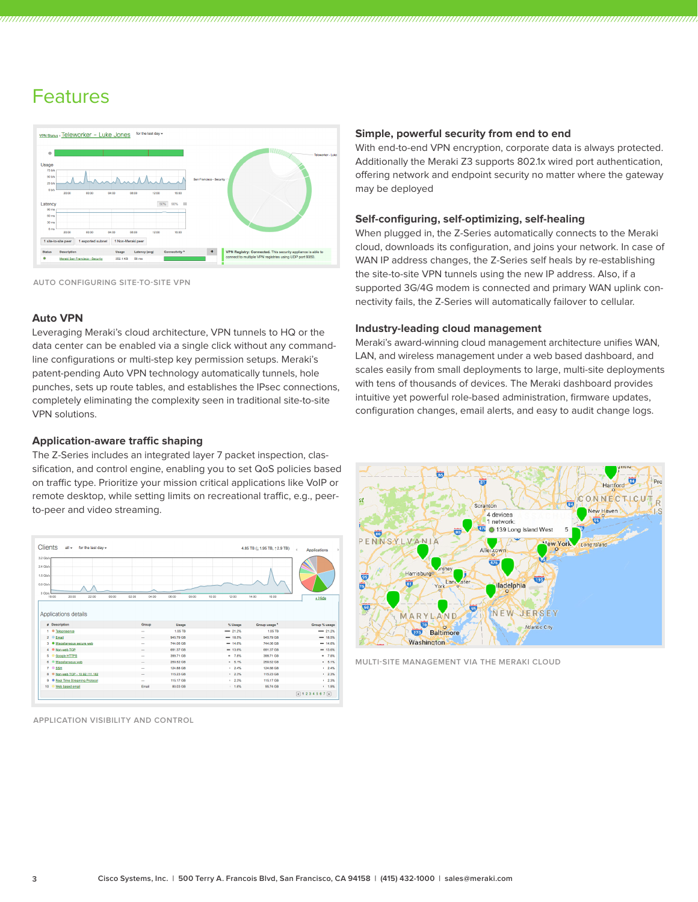# Features

AUTO CONFIGURING SITE-TO-SITE VPN

### Auto VPN

Leveraging Meraki's cloud architecture, VPN tunnels to HQ or the data center can be enabled via a single click without any command-line configurations or multi-step key permission setups. Meraki's patent-pending Auto VPN technology automatically tunnels, hole punches, sets up route tables, and establishes the IPsec connections, completely eliminating the complexity seen in traditional site-to-site VPN solutions.

### Application-aware traffic shaping

The Z-Series includes an integrated layer 7 packet inspection, classification, and control engine, enabling you to set QoS policies based on traffic type. Prioritize your mission critical applications like VoIP or remote desktop, while setting limits on recreational traffic, e.g., peer-to-peer and video streaming.

APPLICATION VISIBILITY AND CONTROL

### Simple, powerful security from end to end

With end-to-end VPN encryption, corporate data is always protected. Additionally the Meraki Z3 supports 802.1x wired port authentication, offering network and endpoint security no matter where the gateway may be deployed

### Self-configuring, self-optimizing, self-healing

When plugged in, the Z-Series automatically connects to the Meraki cloud, downloads its configuration, and joins your network. In case of WAN IP address changes, the Z-Series self heals by re-establishing the site-to-site VPN tunnels using the new IP address. Also, if a supported 3G/4G modem is connected and primary WAN uplink connectivity fails, the Z-Series will automatically failover to cellular.

### Industry-leading cloud management

Meraki's award-winning cloud management architecture unifies WAN, LAN, and wireless management under a web based dashboard, and scales easily from small deployments to large, multi-site deployments with tens of thousands of devices. The Meraki dashboard provides intuitive yet powerful role-based administration, firmware updates, configuration changes, email alerts, and easy to audit change logs.

MULTI-SITE MANAGEMENT VIA THE MERAKI CLOUD

Cisco Systems, Inc. | 500 Terry A. Francois Blvd, San Francisco, CA 94158 | (415) 432-1000 | sales@meraki.com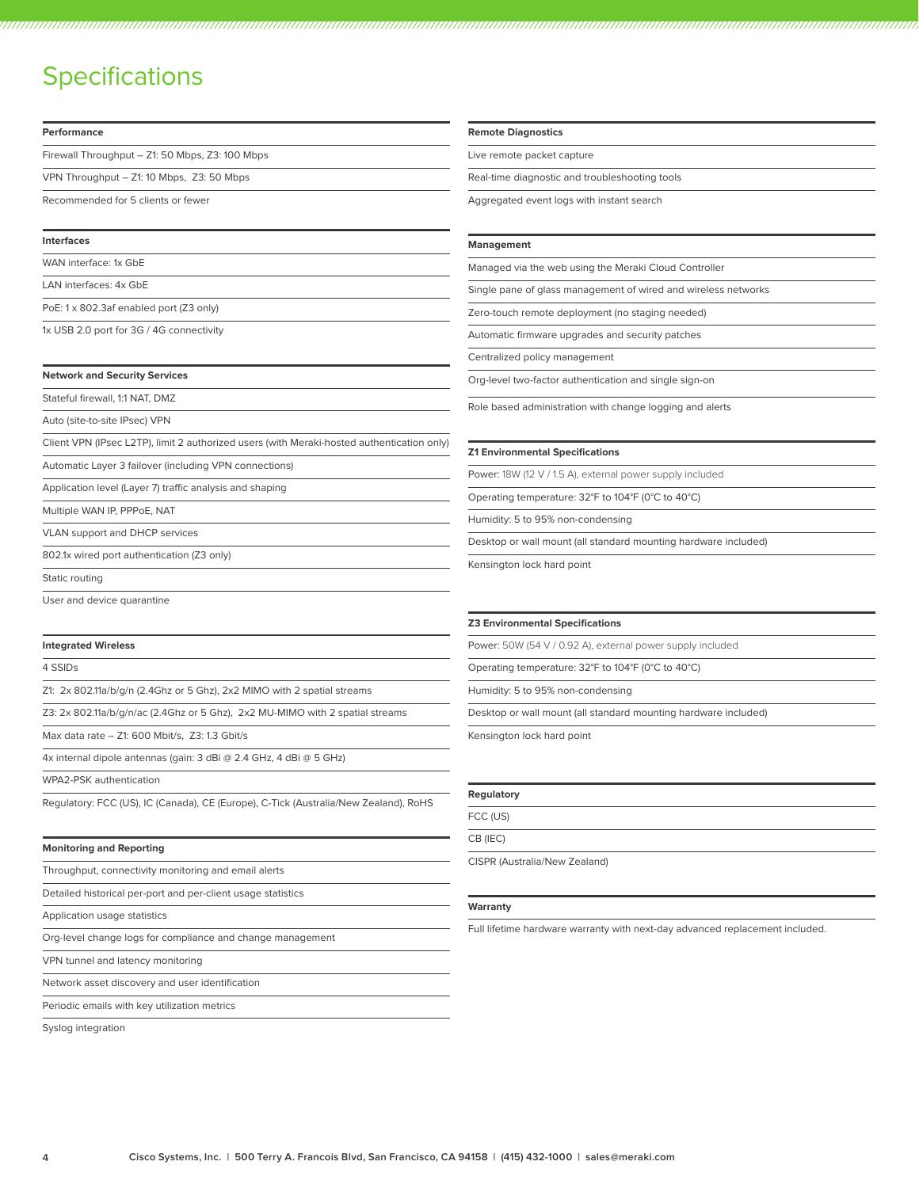# Specifications

| Performance |
|---|
| Firewall Throughput – Z1: 50 Mbps, Z3: 100 Mbps |
| VPN Throughput – Z1: 10 Mbps, Z3: 50 Mbps |
| Recommended for 5 clients or fewer |

| Interfaces |
|---|
| WAN interface: 1x GbE |
| LAN interfaces: 4x GbE |
| PoE: 1 x 802.3af enabled port (Z3 only) |
| 1x USB 2.0 port for 3G / 4G connectivity |

| Network and Security Services |
|---|
| Stateful firewall, 1:1 NAT, DMZ |
| Auto (site-to-site IPsec) VPN |
| Client VPN (IPsec L2TP), limit 2 authorized users (with Meraki-hosted authentication only) |
| Automatic Layer 3 failover (including VPN connections) |
| Application level (Layer 7) traffic analysis and shaping |
| Multiple WAN IP, PPPoE, NAT |
| VLAN support and DHCP services |
| 802.1x wired port authentication (Z3 only) |
| Static routing |
| User and device quarantine |

| Integrated Wireless |
|---|
| 4 SSIDs |
| Z1: 2x 802.11a/b/g/n (2.4Ghz or 5 Ghz), 2x2 MIMO with 2 spatial streams |
| Z3: 2x 802.11a/b/g/n/ac (2.4Ghz or 5 Ghz), 2x2 MU-MIMO with 2 spatial streams |
| Max data rate – Z1: 600 Mbit/s, Z3: 1.3 Gbit/s |
| 4x internal dipole antennas (gain: 3 dBi @ 2.4 GHz, 4 dBi @ 5 GHz) |
| WPA2-PSK authentication |
| Regulatory: FCC (US), IC (Canada), CE (Europe), C-Tick (Australia/New Zealand), RoHS |

| Monitoring and Reporting |
|---|
| Throughput, connectivity monitoring and email alerts |
| Detailed historical per-port and per-client usage statistics |
| Application usage statistics |
| Org-level change logs for compliance and change management |
| VPN tunnel and latency monitoring |
| Network asset discovery and user identification |
| Periodic emails with key utilization metrics |
| Syslog integration |

| Remote Diagnostics |
|---|
| Live remote packet capture |
| Real-time diagnostic and troubleshooting tools |
| Aggregated event logs with instant search |

| Management |
|---|
| Managed via the web using the Meraki Cloud Controller |
| Single pane of glass management of wired and wireless networks |
| Zero-touch remote deployment (no staging needed) |
| Automatic firmware upgrades and security patches |
| Centralized policy management |
| Org-level two-factor authentication and single sign-on |
| Role based administration with change logging and alerts |

| Z1 Environmental Specifications |
|---|
| Power: 18W (12 V / 1.5 A), external power supply included |
| Operating temperature: 32°F to 104°F (0°C to 40°C) |
| Humidity: 5 to 95% non-condensing |
| Desktop or wall mount (all standard mounting hardware included) |
| Kensington lock hard point |

| Z3 Environmental Specifications |
|---|
| Power: 50W (54 V / 0.92 A), external power supply included |
| Operating temperature: 32°F to 104°F (0°C to 40°C) |
| Humidity: 5 to 95% non-condensing |
| Desktop or wall mount (all standard mounting hardware included) |
| Kensington lock hard point |

| Regulatory |
|---|
| FCC (US) |
| CB (IEC) |
| CISPR (Australia/New Zealand) |

| Warranty |
|---|
| Full lifetime hardware warranty with next-day advanced replacement included. |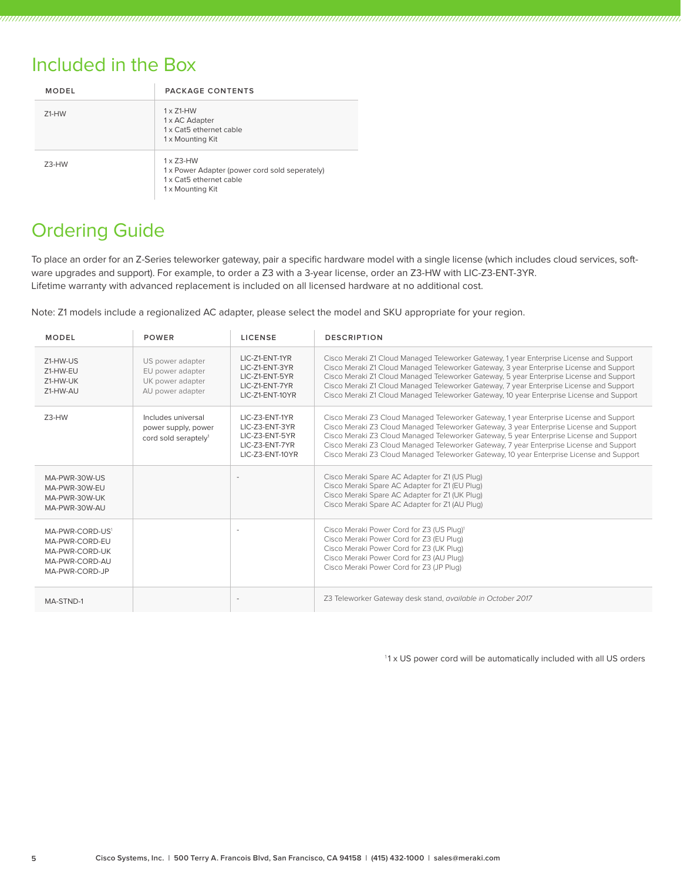## Included in the Box

| MODEL | PACKAGE CONTENTS |
|---|---|
| Z1-HW | 1 x Z1-HW<br>1 x AC Adapter<br>1 x Cat5 ethernet cable<br>1 x Mounting Kit |
| Z3-HW | 1 x Z3-HW<br>1 x Power Adapter (power cord sold seperately)<br>1 x Cat5 ethernet cable<br>1 x Mounting Kit |

## Ordering Guide

To place an order for an Z-Series teleworker gateway, pair a specific hardware model with a single license (which includes cloud services, software upgrades and support). For example, to order a Z3 with a 3-year license, order an Z3-HW with LIC-Z3-ENT-3YR.
Lifetime warranty with advanced replacement is included on all licensed hardware at no additional cost.

Note: Z1 models include a regionalized AC adapter, please select the model and SKU appropriate for your region.

| MODEL | POWER | LICENSE | DESCRIPTION |
|---|---|---|---|
| Z1-HW-US<br>Z1-HW-EU<br>Z1-HW-UK<br>Z1-HW-AU | US power adapter<br>EU power adapter<br>UK power adapter<br>AU power adapter | LIC-Z1-ENT-1YR<br>LIC-Z1-ENT-3YR<br>LIC-Z1-ENT-5YR<br>LIC-Z1-ENT-7YR<br>LIC-Z1-ENT-10YR | Cisco Meraki Z1 Cloud Managed Teleworker Gateway, 1 year Enterprise License and Support<br>Cisco Meraki Z1 Cloud Managed Teleworker Gateway, 3 year Enterprise License and Support<br>Cisco Meraki Z1 Cloud Managed Teleworker Gateway, 5 year Enterprise License and Support<br>Cisco Meraki Z1 Cloud Managed Teleworker Gateway, 7 year Enterprise License and Support<br>Cisco Meraki Z1 Cloud Managed Teleworker Gateway, 10 year Enterprise License and Support |
| Z3-HW | Includes universal power supply, power cord sold seraptely[1] | LIC-Z3-ENT-1YR<br>LIC-Z3-ENT-3YR<br>LIC-Z3-ENT-5YR<br>LIC-Z3-ENT-7YR<br>LIC-Z3-ENT-10YR | Cisco Meraki Z3 Cloud Managed Teleworker Gateway, 1 year Enterprise License and Support<br>Cisco Meraki Z3 Cloud Managed Teleworker Gateway, 3 year Enterprise License and Support<br>Cisco Meraki Z3 Cloud Managed Teleworker Gateway, 5 year Enterprise License and Support<br>Cisco Meraki Z3 Cloud Managed Teleworker Gateway, 7 year Enterprise License and Support<br>Cisco Meraki Z3 Cloud Managed Teleworker Gateway, 10 year Enterprise License and Support |
| MA-PWR-30W-US<br>MA-PWR-30W-EU<br>MA-PWR-30W-UK<br>MA-PWR-30W-AU | | - | Cisco Meraki Spare AC Adapter for Z1 (US Plug)<br>Cisco Meraki Spare AC Adapter for Z1 (EU Plug)<br>Cisco Meraki Spare AC Adapter for Z1 (UK Plug)<br>Cisco Meraki Spare AC Adapter for Z1 (AU Plug) |
| MA-PWR-CORD-US[1]<br>MA-PWR-CORD-EU<br>MA-PWR-CORD-UK<br>MA-PWR-CORD-AU<br>MA-PWR-CORD-JP | | - | Cisco Meraki Power Cord for Z3 (US Plug)[1]<br>Cisco Meraki Power Cord for Z3 (EU Plug)<br>Cisco Meraki Power Cord for Z3 (UK Plug)<br>Cisco Meraki Power Cord for Z3 (AU Plug)<br>Cisco Meraki Power Cord for Z3 (JP Plug) |
| MA-STND-1 | | - | Z3 Teleworker Gateway desk stand, *available in October 2017* |

[1] 1 x US power cord will be automatically included with all US orders

Cisco Systems, Inc. | 500 Terry A. Francois Blvd, San Francisco, CA 94158 | (415) 432-1000 | sales@meraki.com